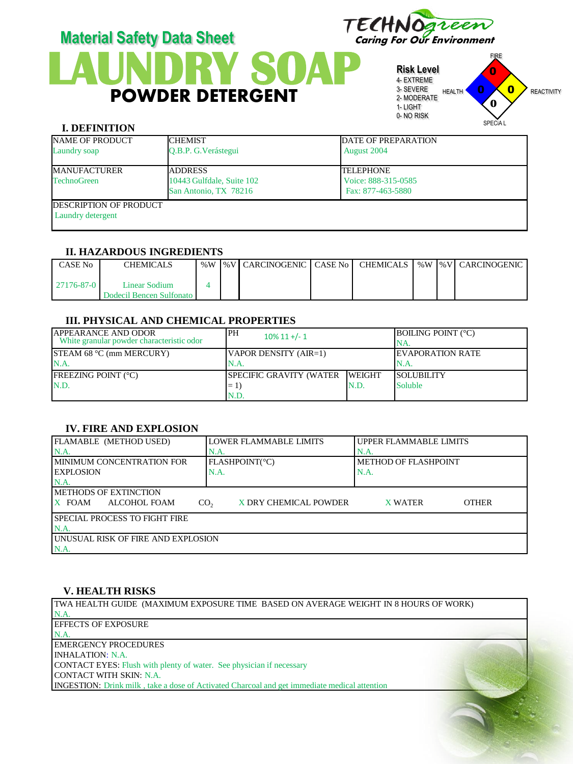TECHNOgreen
Caring For Our Environment

## Material Safety Data Sheet

# LAUNDRY SOAP

## POWDER DETERGENT

**Risk Level**
4- EXTREME
3- SEVERE
2- MODERATE
1- LIGHT
0- NO RISK

FIRE: 0
HEALTH: 0
REACTIVITY: 0
SPECIAL: 0

### I. DEFINITION

| NAME OF PRODUCT | CHEMIST | DATE OF PREPARATION |
|---|---|---|
| Laundry soap | Q.B.P. G.Verástegui | August 2004 |
| MANUFACTURER<br>TechnoGreen | ADDRESS<br>10443 Gulfdale, Suite 102<br>San Antonio, TX 78216 | TELEPHONE<br>Voice: 888-315-0585<br>Fax: 877-463-5880 |
| DESCRIPTION OF PRODUCT<br>Laundry detergent | | |

### II. HAZARDOUS INGREDIENTS

| CASE No | CHEMICALS | %W | %V | CARCINOGENIC | CASE No | CHEMICALS | %W | %V | CARCINOGENIC |
|---|---|---|---|---|---|---|---|---|---|
| 27176-87-0 | Linear Sodium Dodecil Bencen Sulfonato | 4 | | | | | | | |

### III. PHYSICAL AND CHEMICAL PROPERTIES

| APPEARANCE AND ODOR | PH | | BOILING POINT (°C) |
|---|---|---|---|
| White granular powder characteristic odor | 10% 11 +/- 1 | | NA. |
| STEAM 68 °C (mm MERCURY)<br>N.A. | VAPOR DENSITY (AIR=1)<br>N.A. | | EVAPORATION RATE<br>N.A. |
| FREEZING POINT (°C)<br>N.D. | SPECIFIC GRAVITY (WATER = 1)<br>N.D. | WEIGHT<br>N.D. | SOLUBILITY<br>Soluble |

### IV. FIRE AND EXPLOSION

| FLAMABLE (METHOD USED) | LOWER FLAMMABLE LIMITS | UPPER FLAMMABLE LIMITS |
|---|---|---|
| N.A. | N.A. | N.A. |
| MINIMUM CONCENTRATION FOR EXPLOSION<br>N.A. | FLASHPOINT(°C)<br>N.A. | METHOD OF FLASHPOINT<br>N.A. |

METHODS OF EXTINCTION
X FOAM ALCOHOL FOAM $CO_2$ X DRY CHEMICAL POWDER X WATER OTHER

SPECIAL PROCESS TO FIGHT FIRE
N.A.

UNUSUAL RISK OF FIRE AND EXPLOSION
N.A.

### V. HEALTH RISKS

TWA HEALTH GUIDE (MAXIMUM EXPOSURE TIME BASED ON AVERAGE WEIGHT IN 8 HOURS OF WORK)
N.A.

EFFECTS OF EXPOSURE
N.A.

EMERGENCY PROCEDURES
INHALATION: N.A.
CONTACT EYES: Flush with plenty of water. See physician if necessary
CONTACT WITH SKIN: N.A.
INGESTION: Drink milk , take a dose of Activated Charcoal and get immediate medical attention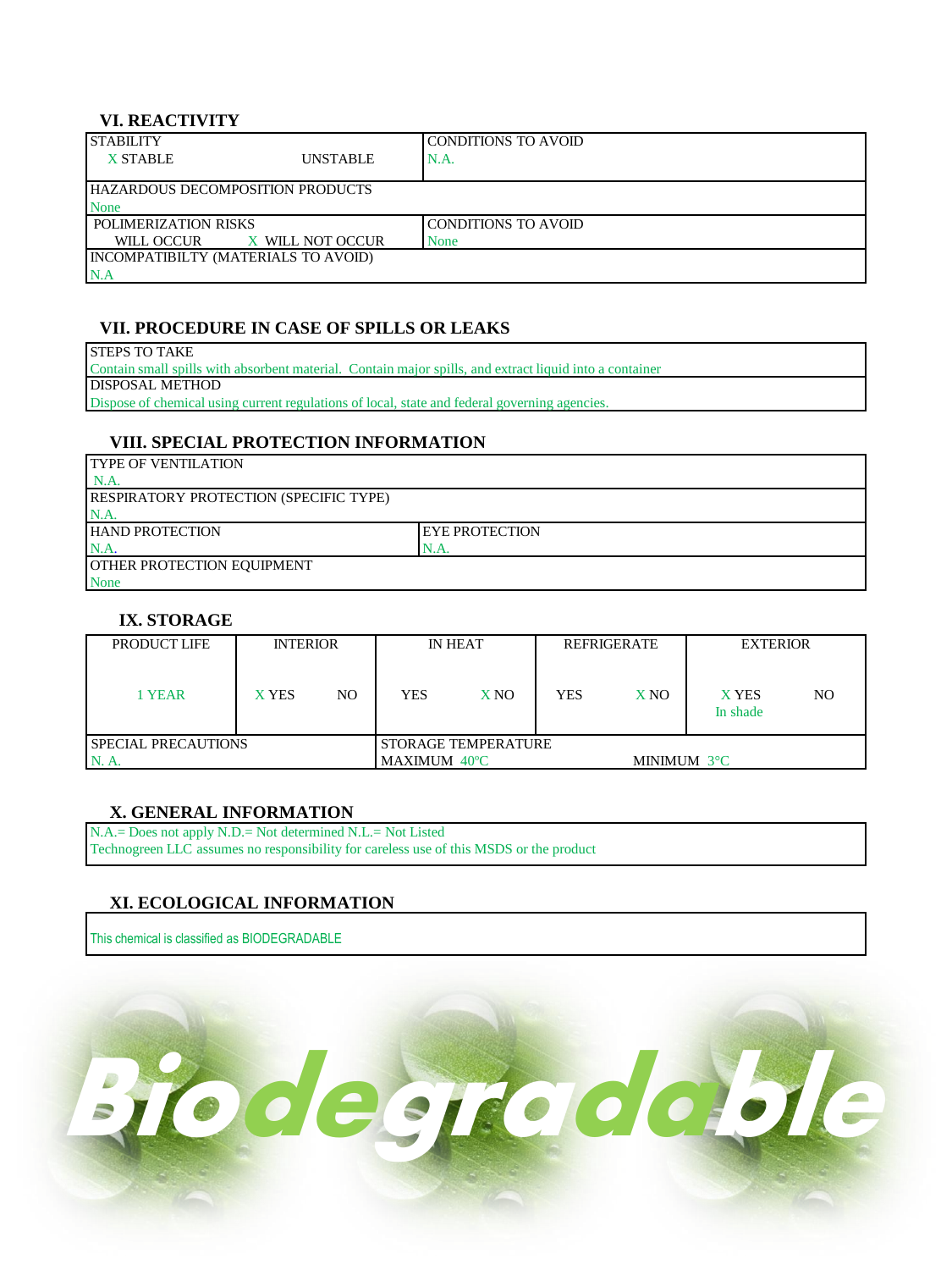## VI. REACTIVITY

| | |
|---|---|
| STABILITY<br>X STABLE UNSTABLE | CONDITIONS TO AVOID<br>N.A. |
| HAZARDOUS DECOMPOSITION PRODUCTS<br>None | |
| POLIMERIZATION RISKS<br>WILL OCCUR X WILL NOT OCCUR | CONDITIONS TO AVOID<br>None |
| INCOMPATIBILTY (MATERIALS TO AVOID)<br>N.A | |

## VII. PROCEDURE IN CASE OF SPILLS OR LEAKS

| |
|---|
| STEPS TO TAKE<br>Contain small spills with absorbent material. Contain major spills, and extract liquid into a container |
| DISPOSAL METHOD<br>Dispose of chemical using current regulations of local, state and federal governing agencies. |

## VIII. SPECIAL PROTECTION INFORMATION

| | |
|---|---|
| TYPE OF VENTILATION<br>N.A. | |
| RESPIRATORY PROTECTION (SPECIFIC TYPE)<br>N.A. | |
| HAND PROTECTION<br>N.A. | EYE PROTECTION<br>N.A. |
| OTHER PROTECTION EQUIPMENT<br>None | |

## IX. STORAGE

| PRODUCT LIFE | INTERIOR | | IN HEAT | | REFRIGERATE | | EXTERIOR | |
|---|---|---|---|---|---|---|---|---|
| 1 YEAR | X YES | NO | YES | X NO | YES | X NO | X YES In shade | NO |
| SPECIAL PRECAUTIONS<br>N. A. | | | STORAGE TEMPERATURE<br>MAXIMUM 40ºC | | | MINIMUM 3°C | | |

## X. GENERAL INFORMATION

N.A.= Does not apply N.D.= Not determined N.L.= Not Listed
Technogreen LLC assumes no responsibility for careless use of this MSDS or the product

## XI. ECOLOGICAL INFORMATION

This chemical is classified as BIODEGRADABLE

Biodegradable